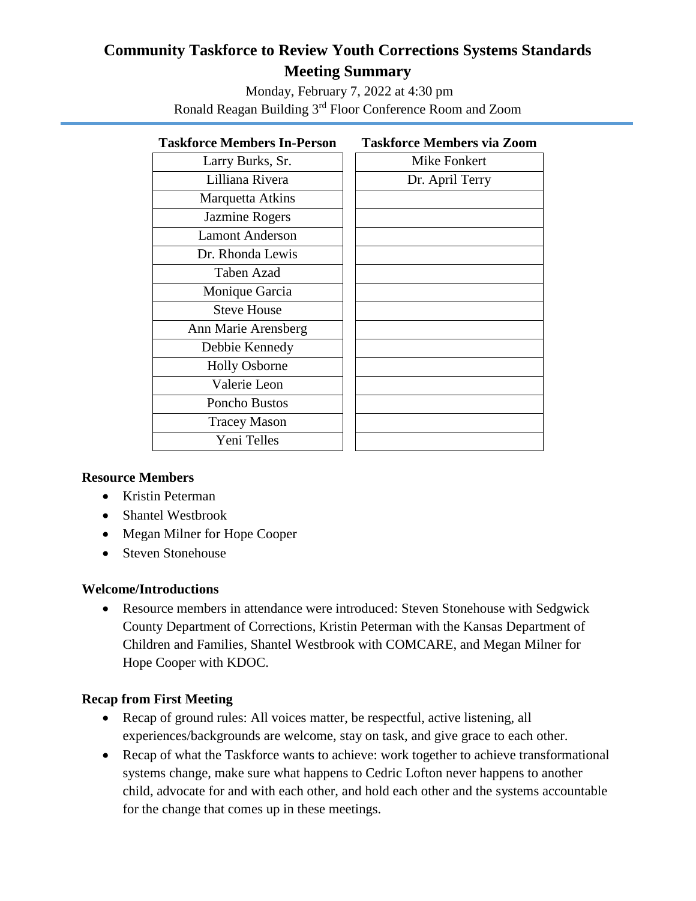# Community Taskforce to Review Youth Corrections Systems Standards
## Meeting Summary

Monday, February 7, 2022 at 4:30 pm
Ronald Reagan Building 3rd Floor Conference Room and Zoom

| Taskforce Members In-Person | Taskforce Members via Zoom |
|---|---|
| Larry Burks, Sr. | Mike Fonkert |
| Lilliana Rivera | Dr. April Terry |
| Marquetta Atkins | |
| Jazmine Rogers | |
| Lamont Anderson | |
| Dr. Rhonda Lewis | |
| Taben Azad | |
| Monique Garcia | |
| Steve House | |
| Ann Marie Arensberg | |
| Debbie Kennedy | |
| Holly Osborne | |
| Valerie Leon | |
| Poncho Bustos | |
| Tracey Mason | |
| Yeni Telles | |

**Resource Members**

- Kristin Peterman
- Shantel Westbrook
- Megan Milner for Hope Cooper
- Steven Stonehouse

**Welcome/Introductions**

- Resource members in attendance were introduced: Steven Stonehouse with Sedgwick County Department of Corrections, Kristin Peterman with the Kansas Department of Children and Families, Shantel Westbrook with COMCARE, and Megan Milner for Hope Cooper with KDOC.

**Recap from First Meeting**

- Recap of ground rules: All voices matter, be respectful, active listening, all experiences/backgrounds are welcome, stay on task, and give grace to each other.
- Recap of what the Taskforce wants to achieve: work together to achieve transformational systems change, make sure what happens to Cedric Lofton never happens to another child, advocate for and with each other, and hold each other and the systems accountable for the change that comes up in these meetings.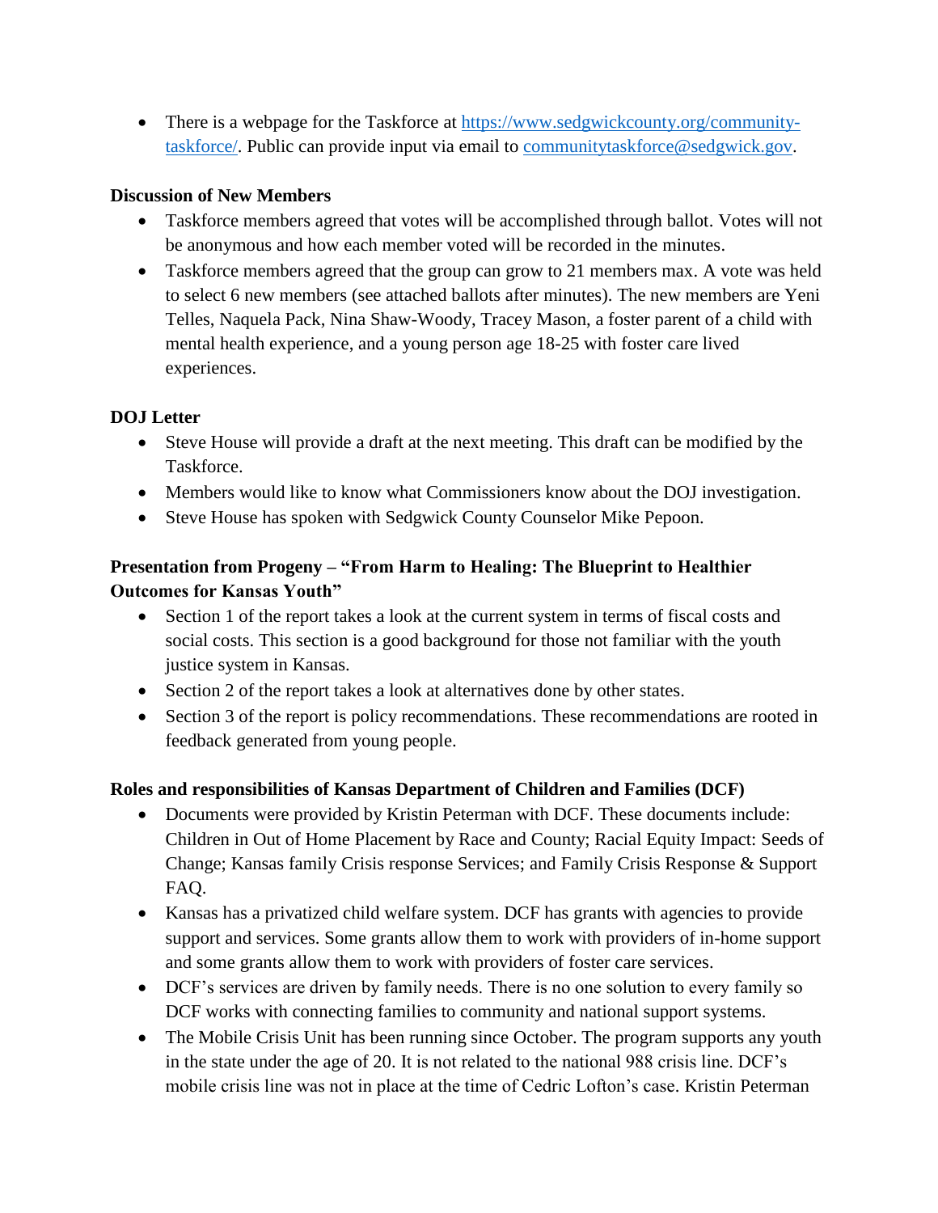- There is a webpage for the Taskforce at https://www.sedgwickcounty.org/community-taskforce/. Public can provide input via email to communitytaskforce@sedgwick.gov.

**Discussion of New Members**

- Taskforce members agreed that votes will be accomplished through ballot. Votes will not be anonymous and how each member voted will be recorded in the minutes.
- Taskforce members agreed that the group can grow to 21 members max. A vote was held to select 6 new members (see attached ballots after minutes). The new members are Yeni Telles, Naquela Pack, Nina Shaw-Woody, Tracey Mason, a foster parent of a child with mental health experience, and a young person age 18-25 with foster care lived experiences.

**DOJ Letter**

- Steve House will provide a draft at the next meeting. This draft can be modified by the Taskforce.
- Members would like to know what Commissioners know about the DOJ investigation.
- Steve House has spoken with Sedgwick County Counselor Mike Pepoon.

**Presentation from Progeny – "From Harm to Healing: The Blueprint to Healthier Outcomes for Kansas Youth"**

- Section 1 of the report takes a look at the current system in terms of fiscal costs and social costs. This section is a good background for those not familiar with the youth justice system in Kansas.
- Section 2 of the report takes a look at alternatives done by other states.
- Section 3 of the report is policy recommendations. These recommendations are rooted in feedback generated from young people.

**Roles and responsibilities of Kansas Department of Children and Families (DCF)**

- Documents were provided by Kristin Peterman with DCF. These documents include: Children in Out of Home Placement by Race and County; Racial Equity Impact: Seeds of Change; Kansas family Crisis response Services; and Family Crisis Response & Support FAQ.
- Kansas has a privatized child welfare system. DCF has grants with agencies to provide support and services. Some grants allow them to work with providers of in-home support and some grants allow them to work with providers of foster care services.
- DCF's services are driven by family needs. There is no one solution to every family so DCF works with connecting families to community and national support systems.
- The Mobile Crisis Unit has been running since October. The program supports any youth in the state under the age of 20. It is not related to the national 988 crisis line. DCF's mobile crisis line was not in place at the time of Cedric Lofton's case. Kristin Peterman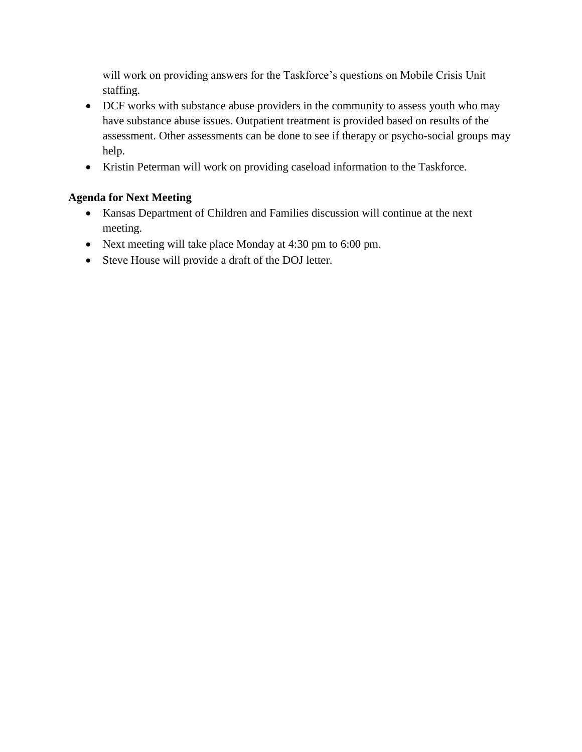will work on providing answers for the Taskforce's questions on Mobile Crisis Unit staffing.

- DCF works with substance abuse providers in the community to assess youth who may have substance abuse issues. Outpatient treatment is provided based on results of the assessment. Other assessments can be done to see if therapy or psycho-social groups may help.
- Kristin Peterman will work on providing caseload information to the Taskforce.

**Agenda for Next Meeting**

- Kansas Department of Children and Families discussion will continue at the next meeting.
- Next meeting will take place Monday at 4:30 pm to 6:00 pm.
- Steve House will provide a draft of the DOJ letter.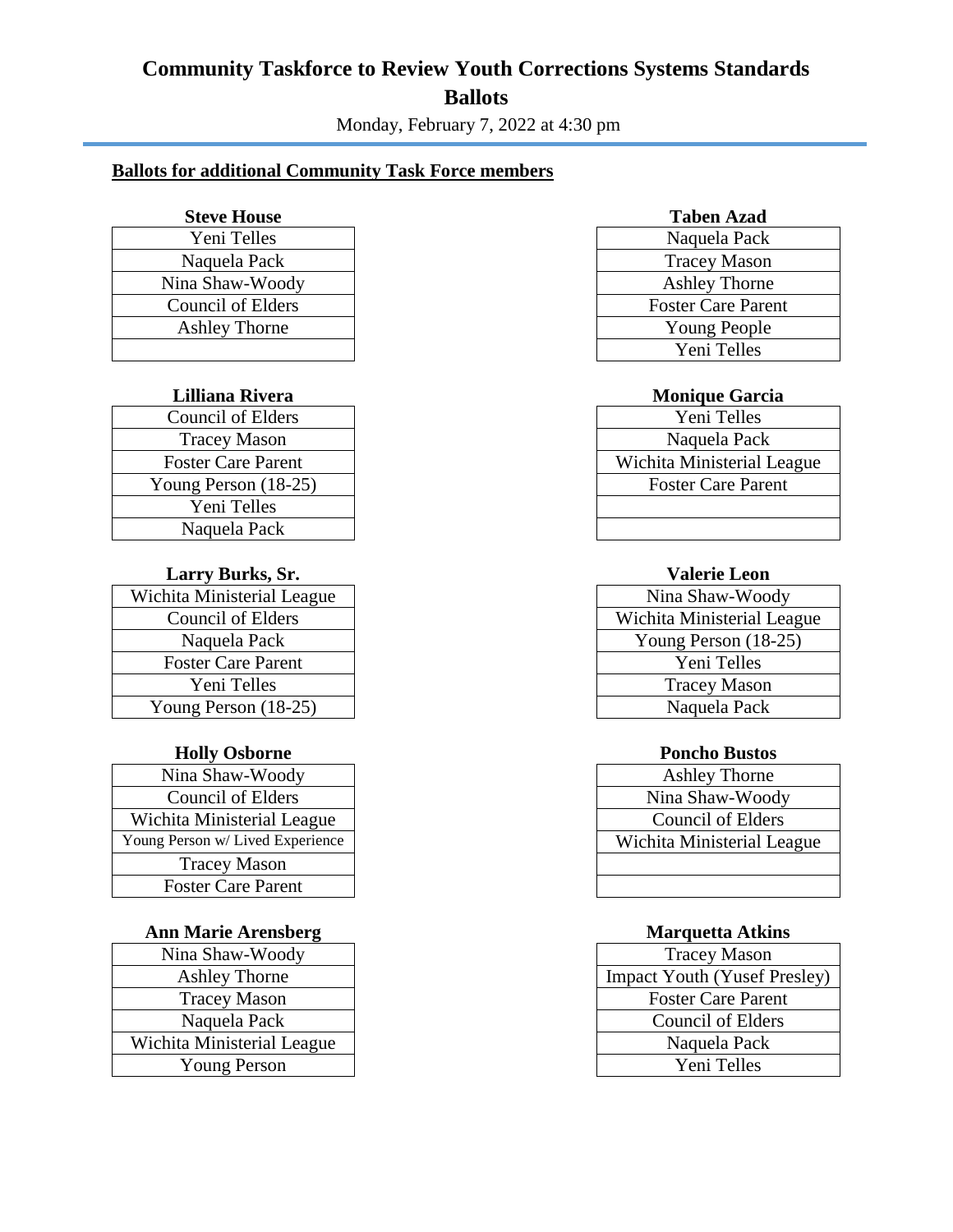# Community Taskforce to Review Youth Corrections Systems Standards

## Ballots

Monday, February 7, 2022 at 4:30 pm

**Ballots for additional Community Task Force members**

| Steve House |
|---|
| Yeni Telles |
| Naquela Pack |
| Nina Shaw-Woody |
| Council of Elders |
| Ashley Thorne |
| |

| Lilliana Rivera |
|---|
| Council of Elders |
| Tracey Mason |
| Foster Care Parent |
| Young Person (18-25) |
| Yeni Telles |
| Naquela Pack |

| Larry Burks, Sr. |
|---|
| Wichita Ministerial League |
| Council of Elders |
| Naquela Pack |
| Foster Care Parent |
| Yeni Telles |
| Young Person (18-25) |

| Holly Osborne |
|---|
| Nina Shaw-Woody |
| Council of Elders |
| Wichita Ministerial League |
| Young Person w/ Lived Experience |
| Tracey Mason |
| Foster Care Parent |

| Ann Marie Arensberg |
|---|
| Nina Shaw-Woody |
| Ashley Thorne |
| Tracey Mason |
| Naquela Pack |
| Wichita Ministerial League |
| Young Person |

| Taben Azad |
|---|
| Naquela Pack |
| Tracey Mason |
| Ashley Thorne |
| Foster Care Parent |
| Young People |
| Yeni Telles |

| Monique Garcia |
|---|
| Yeni Telles |
| Naquela Pack |
| Wichita Ministerial League |
| Foster Care Parent |
| |
| |

| Valerie Leon |
|---|
| Nina Shaw-Woody |
| Wichita Ministerial League |
| Young Person (18-25) |
| Yeni Telles |
| Tracey Mason |
| Naquela Pack |

| Poncho Bustos |
|---|
| Ashley Thorne |
| Nina Shaw-Woody |
| Council of Elders |
| Wichita Ministerial League |
| |
| |

| Marquetta Atkins |
|---|
| Tracey Mason |
| Impact Youth (Yusef Presley) |
| Foster Care Parent |
| Council of Elders |
| Naquela Pack |
| Yeni Telles |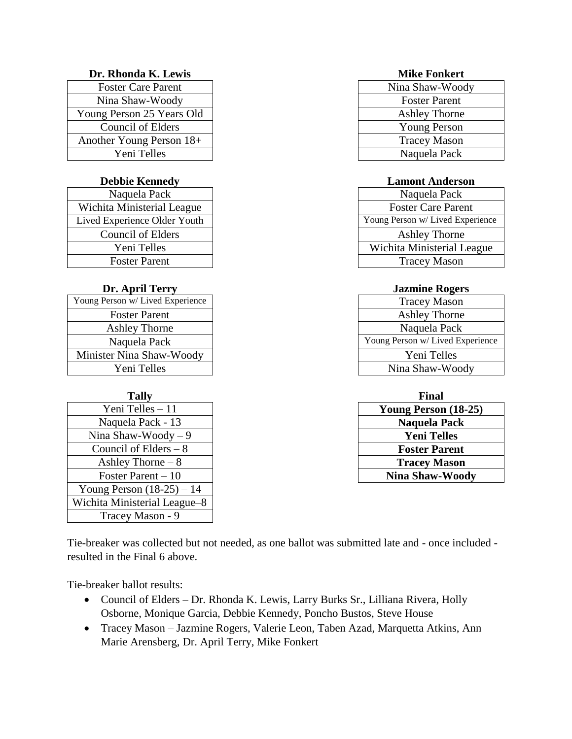| Dr. Rhonda K. Lewis |
| --- |
| Foster Care Parent |
| Nina Shaw-Woody |
| Young Person 25 Years Old |
| Council of Elders |
| Another Young Person 18+ |
| Yeni Telles |

| Mike Fonkert |
| --- |
| Nina Shaw-Woody |
| Foster Parent |
| Ashley Thorne |
| Young Person |
| Tracey Mason |
| Naquela Pack |

| Debbie Kennedy |
| --- |
| Naquela Pack |
| Wichita Ministerial League |
| Lived Experience Older Youth |
| Council of Elders |
| Yeni Telles |
| Foster Parent |

| Lamont Anderson |
| --- |
| Naquela Pack |
| Foster Care Parent |
| Young Person w/ Lived Experience |
| Ashley Thorne |
| Wichita Ministerial League |
| Tracey Mason |

| Dr. April Terry |
| --- |
| Young Person w/ Lived Experience |
| Foster Parent |
| Ashley Thorne |
| Naquela Pack |
| Minister Nina Shaw-Woody |
| Yeni Telles |

| Jazmine Rogers |
| --- |
| Tracey Mason |
| Ashley Thorne |
| Naquela Pack |
| Young Person w/ Lived Experience |
| Yeni Telles |
| Nina Shaw-Woody |

| Tally |
| --- |
| Yeni Telles – 11 |
| Naquela Pack - 13 |
| Nina Shaw-Woody – 9 |
| Council of Elders – 8 |
| Ashley Thorne – 8 |
| Foster Parent – 10 |
| Young Person (18-25) – 14 |
| Wichita Ministerial League–8 |
| Tracey Mason - 9 |

| Final |
| --- |
| **Young Person (18-25)** |
| **Naquela Pack** |
| **Yeni Telles** |
| **Foster Parent** |
| **Tracey Mason** |
| **Nina Shaw-Woody** |

Tie-breaker was collected but not needed, as one ballot was submitted late and - once included - resulted in the Final 6 above.

Tie-breaker ballot results:

- Council of Elders – Dr. Rhonda K. Lewis, Larry Burks Sr., Lilliana Rivera, Holly Osborne, Monique Garcia, Debbie Kennedy, Poncho Bustos, Steve House
- Tracey Mason – Jazmine Rogers, Valerie Leon, Taben Azad, Marquetta Atkins, Ann Marie Arensberg, Dr. April Terry, Mike Fonkert